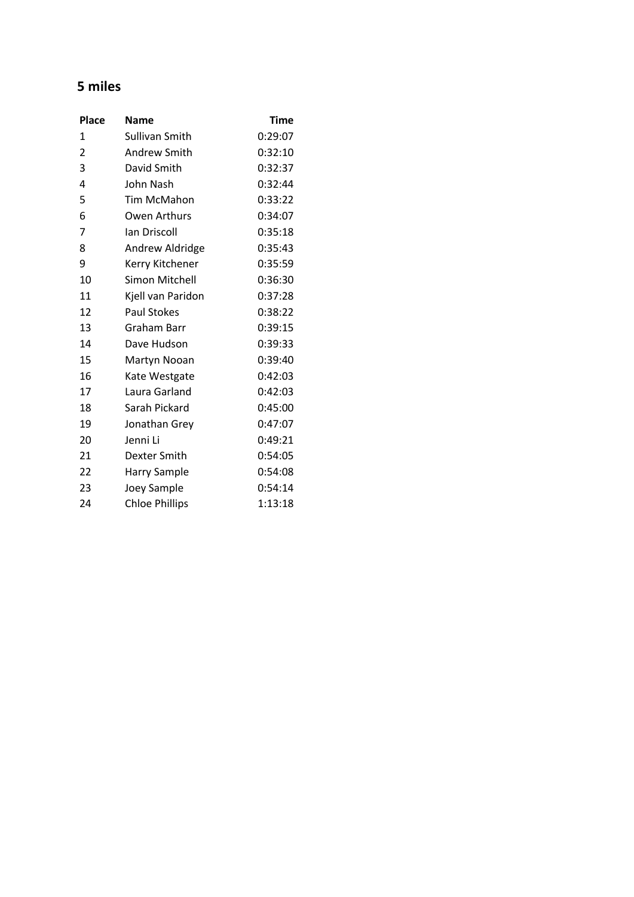## 5 miles

| Place | Name | Time |
|---|---|---|
| 1 | Sullivan Smith | 0:29:07 |
| 2 | Andrew Smith | 0:32:10 |
| 3 | David Smith | 0:32:37 |
| 4 | John Nash | 0:32:44 |
| 5 | Tim McMahon | 0:33:22 |
| 6 | Owen Arthurs | 0:34:07 |
| 7 | Ian Driscoll | 0:35:18 |
| 8 | Andrew Aldridge | 0:35:43 |
| 9 | Kerry Kitchener | 0:35:59 |
| 10 | Simon Mitchell | 0:36:30 |
| 11 | Kjell van Paridon | 0:37:28 |
| 12 | Paul Stokes | 0:38:22 |
| 13 | Graham Barr | 0:39:15 |
| 14 | Dave Hudson | 0:39:33 |
| 15 | Martyn Nooan | 0:39:40 |
| 16 | Kate Westgate | 0:42:03 |
| 17 | Laura Garland | 0:42:03 |
| 18 | Sarah Pickard | 0:45:00 |
| 19 | Jonathan Grey | 0:47:07 |
| 20 | Jenni Li | 0:49:21 |
| 21 | Dexter Smith | 0:54:05 |
| 22 | Harry Sample | 0:54:08 |
| 23 | Joey Sample | 0:54:14 |
| 24 | Chloe Phillips | 1:13:18 |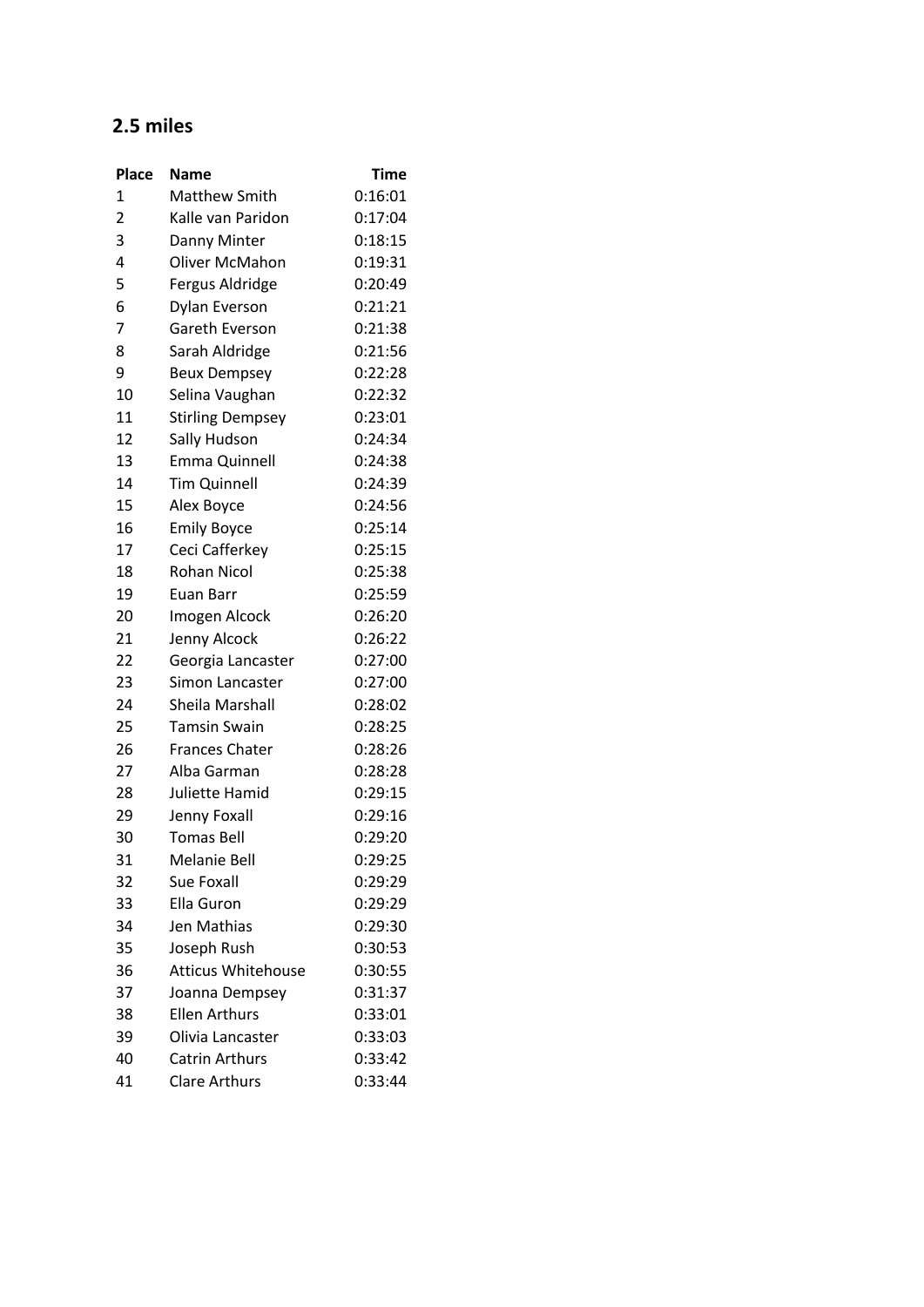## 2.5 miles

| Place | Name | Time |
|---|---|---|
| 1 | Matthew Smith | 0:16:01 |
| 2 | Kalle van Paridon | 0:17:04 |
| 3 | Danny Minter | 0:18:15 |
| 4 | Oliver McMahon | 0:19:31 |
| 5 | Fergus Aldridge | 0:20:49 |
| 6 | Dylan Everson | 0:21:21 |
| 7 | Gareth Everson | 0:21:38 |
| 8 | Sarah Aldridge | 0:21:56 |
| 9 | Beux Dempsey | 0:22:28 |
| 10 | Selina Vaughan | 0:22:32 |
| 11 | Stirling Dempsey | 0:23:01 |
| 12 | Sally Hudson | 0:24:34 |
| 13 | Emma Quinnell | 0:24:38 |
| 14 | Tim Quinnell | 0:24:39 |
| 15 | Alex Boyce | 0:24:56 |
| 16 | Emily Boyce | 0:25:14 |
| 17 | Ceci Cafferkey | 0:25:15 |
| 18 | Rohan Nicol | 0:25:38 |
| 19 | Euan Barr | 0:25:59 |
| 20 | Imogen Alcock | 0:26:20 |
| 21 | Jenny Alcock | 0:26:22 |
| 22 | Georgia Lancaster | 0:27:00 |
| 23 | Simon Lancaster | 0:27:00 |
| 24 | Sheila Marshall | 0:28:02 |
| 25 | Tamsin Swain | 0:28:25 |
| 26 | Frances Chater | 0:28:26 |
| 27 | Alba Garman | 0:28:28 |
| 28 | Juliette Hamid | 0:29:15 |
| 29 | Jenny Foxall | 0:29:16 |
| 30 | Tomas Bell | 0:29:20 |
| 31 | Melanie Bell | 0:29:25 |
| 32 | Sue Foxall | 0:29:29 |
| 33 | Ella Guron | 0:29:29 |
| 34 | Jen Mathias | 0:29:30 |
| 35 | Joseph Rush | 0:30:53 |
| 36 | Atticus Whitehouse | 0:30:55 |
| 37 | Joanna Dempsey | 0:31:37 |
| 38 | Ellen Arthurs | 0:33:01 |
| 39 | Olivia Lancaster | 0:33:03 |
| 40 | Catrin Arthurs | 0:33:42 |
| 41 | Clare Arthurs | 0:33:44 |